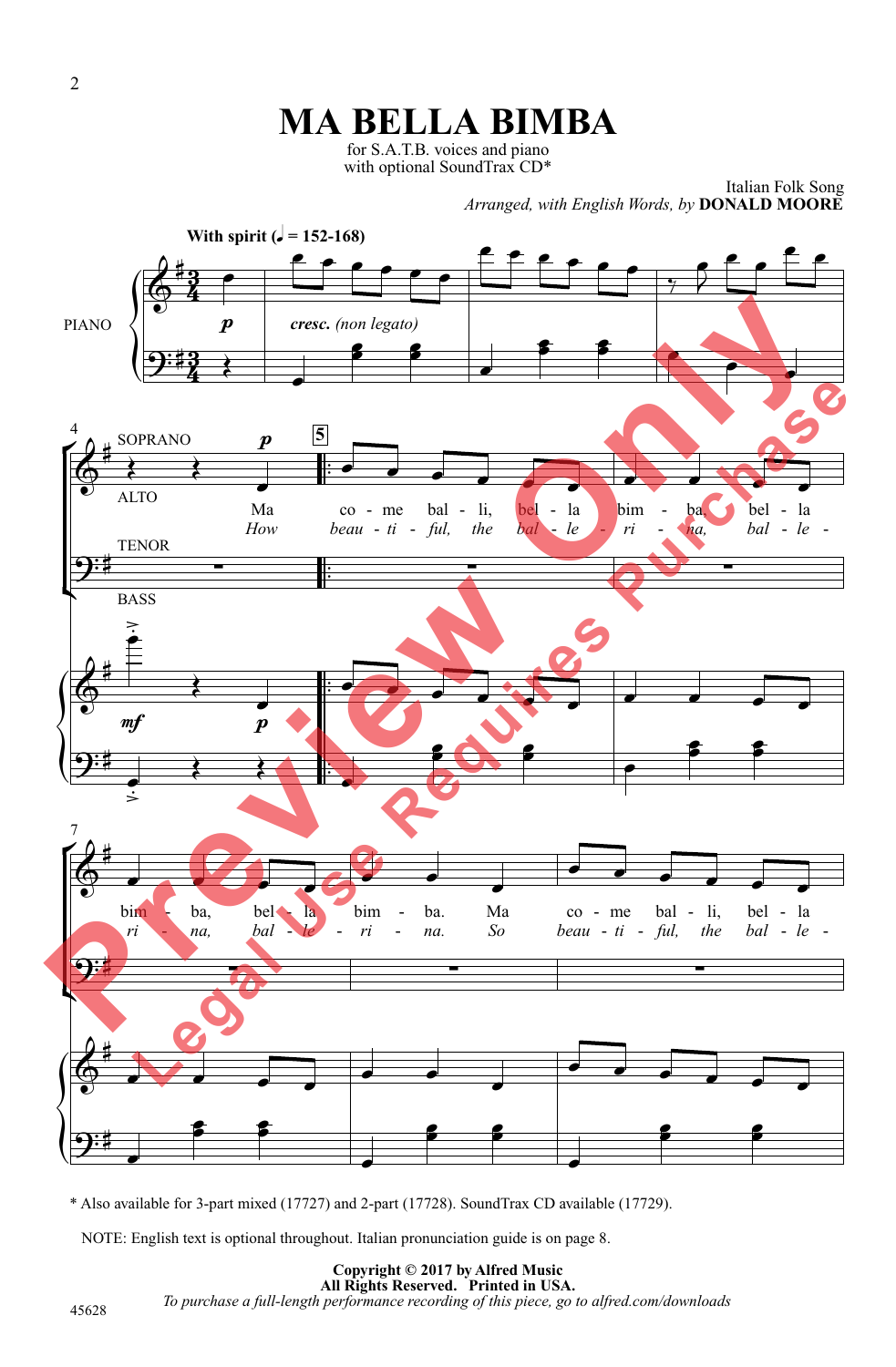# MA BELLA BIMBA

for S.A.T.B. voices and piano
with optional SoundTrax CD*

Italian Folk Song
*Arranged, with English Words, by* **DONALD MOORE**

**With spirit** (♩ = 152-168)

PIANO

*p* *cresc. (non legato)*

SOPRANO / ALTO

Ma co - me bal - li, bel - la bim - ba, bel - la bim - ba, bel - la bim - ba. Ma co - me bal - li, bel - la

*How beau - ti - ful, the bal - le - ri - na, bal - le - ri - na. So beau - ti - ful, the bal - le -*

TENOR

BASS

*mf* *p*

\* Also available for 3-part mixed (17727) and 2-part (17728). SoundTrax CD available (17729).

NOTE: English text is optional throughout. Italian pronunciation guide is on page 8.

**Copyright © 2017 by Alfred Music**
**All Rights Reserved. Printed in USA.**
*To purchase a full-length performance recording of this piece, go to alfred.com/downloads*

45628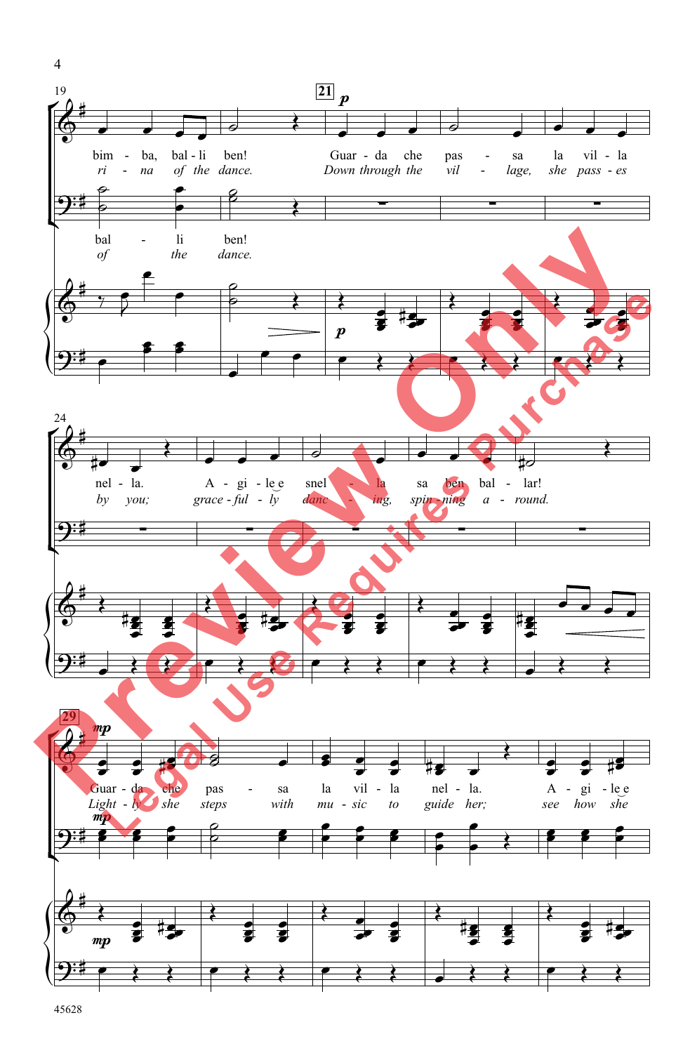19

bim - ba, bal - li ben!
*ri - na of the dance.*

bal - li ben!
*of the dance.*

21 *p*

Guar - da che pas - sa la vil - la
*Down through the vil - lage, she pass - es*

24

nel - la. A - gi - le e snel - la sa ben bal - lar!
*by you; grace - ful - ly danc - ing, spin - ning a - round.*

29 *mp*

Guar - da che pas - sa la vil - la nel - la. A - gi - le e
*Light - ly she steps with mu - sic to guide her; see how she*

Preview Only
Legal Use Requires Purchase

45628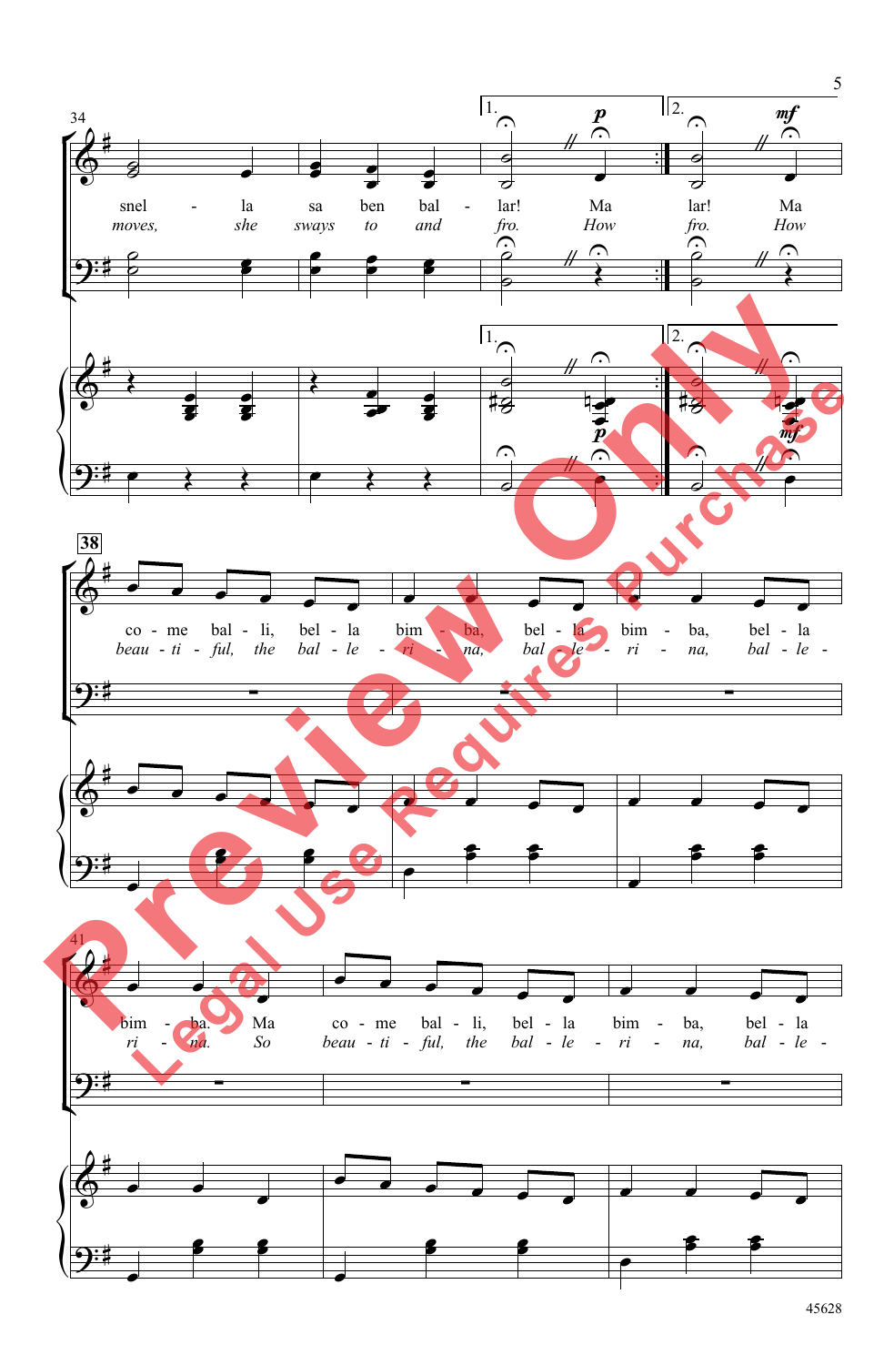34

snel - la sa ben bal - lar! Ma lar! Ma

*moves, she sways to and fro. How fro. How*

1. 2.

38

co - me bal - li, bel - la bim - ba, bel - la bim - ba, bel - la

*beau - ti - ful, the bal - le - ri - na, bal - le - ri - na, bal - le -*

41

bim - ba. Ma co - me bal - li, bel - la bim - ba, bel - la

*ri - na. So beau - ti - ful, the bal - le - ri - na, bal - le -*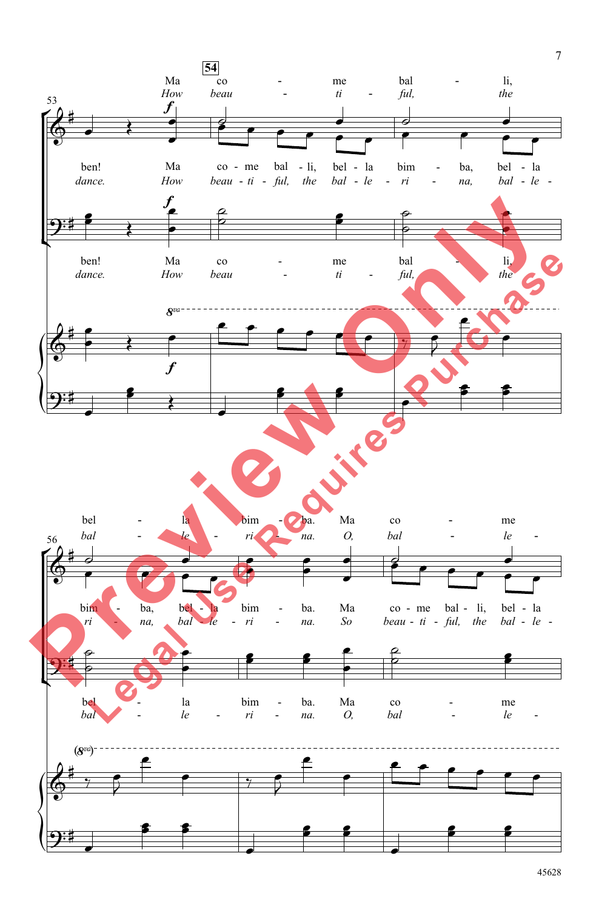**54**

53

Ma co - me bal - li,
*How beau - ti - ful, the*

ben! Ma co - me bal - li, bel - la bim - ba, bel - la
*dance. How beau - ti - ful, the bal - le - ri - na, bal - le -*

ben! Ma co - me bal - li,
*dance. How beau - ti - ful, the*

*f*

8va

56

bel - la bim - ba. Ma co - me
*bal - le - ri - na. O, bal - le -*

bim - ba, bel - la bim - ba. Ma co - me bal - li, bel - la
*ri - na, bal - le - ri - na. So beau - ti - ful, the bal - le -*

bel - la bim - ba. Ma co - me
*bal - le - ri - na. O, bal - le -*

(8va)

45628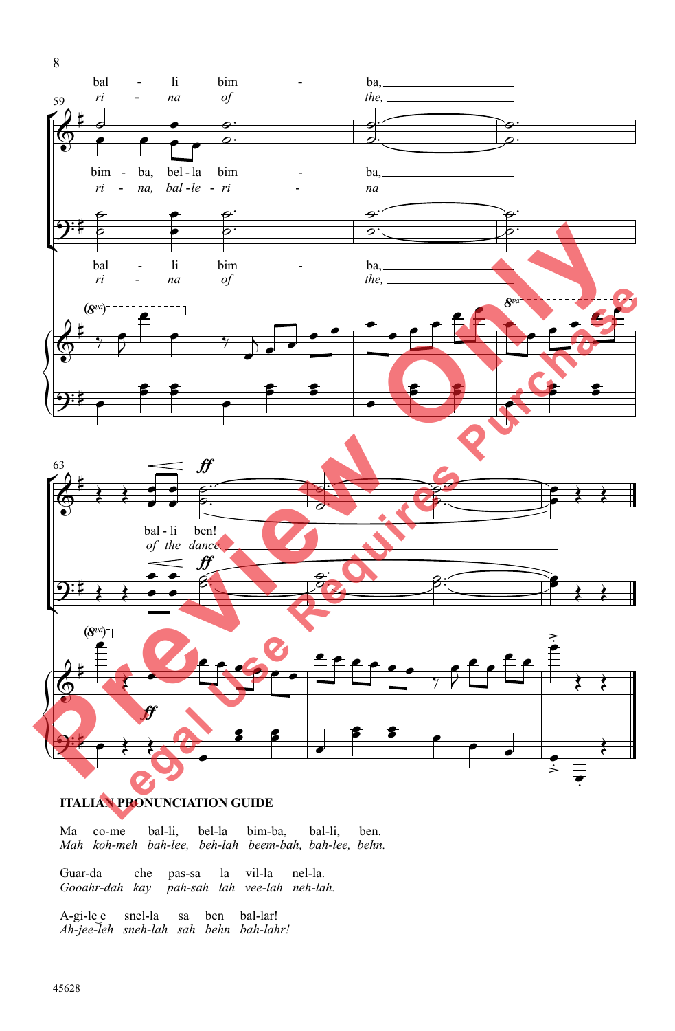## ITALIAN PRONUNCIATION GUIDE

| | | | | | | |
|---|---|---|---|---|---|---|
| Ma | co-me | bal-li, | bel-la | bim-ba, | bal-li, | ben. |
| *Mah* | *koh-meh* | *bah-lee,* | *beh-lah* | *beem-bah,* | *bah-lee,* | *behn.* |

| | | | | | |
|---|---|---|---|---|---|
| Guar-da | che | pas-sa | la | vil-la | nel-la. |
| *Gooahr-dah* | *kay* | *pah-sah* | *lah* | *vee-lah* | *neh-lah.* |

| | | | | |
|---|---|---|---|---|
| A-gi-le e | snel-la | sa | ben | bal-lar! |
| *Ah-jee-leh* | *sneh-lah* | *sah* | *behn* | *bah-lahr!* |